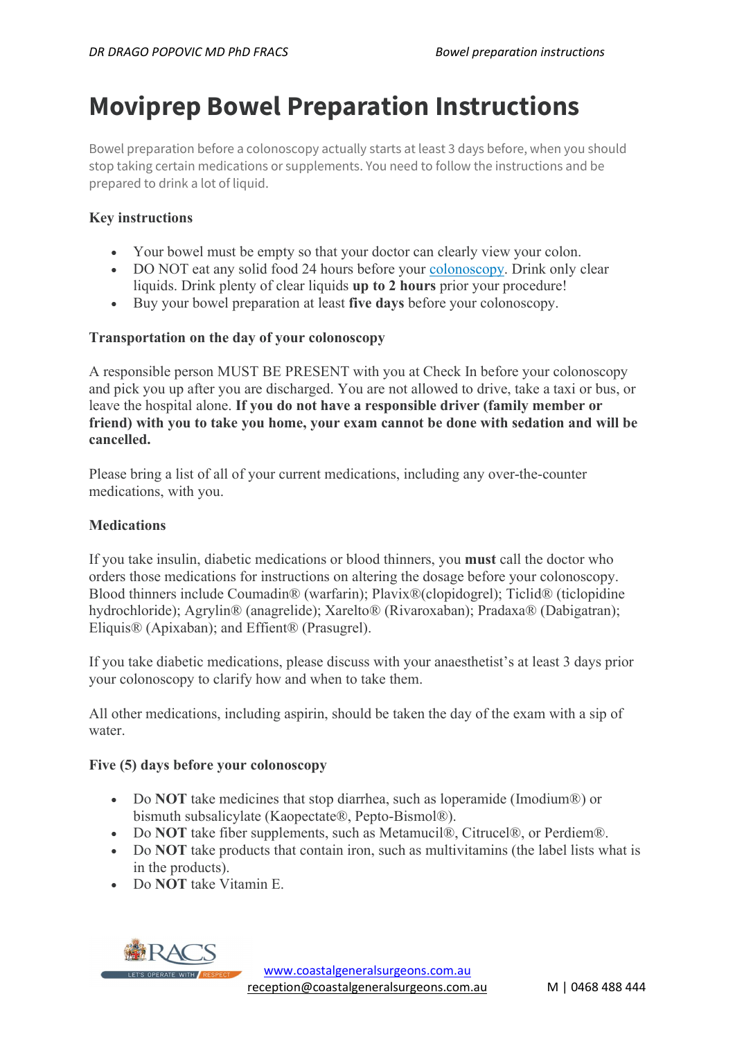# Moviprep Bowel Preparation Instructions

Bowel preparation before a colonoscopy actually starts at least 3 days before, when you should stop taking certain medications or supplements. You need to follow the instructions and be prepared to drink a lot of liquid.

**Key instructions**

- Your bowel must be empty so that your doctor can clearly view your colon.
- DO NOT eat any solid food 24 hours before your colonoscopy. Drink only clear liquids. Drink plenty of clear liquids **up to 2 hours** prior your procedure!
- Buy your bowel preparation at least **five days** before your colonoscopy.

**Transportation on the day of your colonoscopy**

A responsible person MUST BE PRESENT with you at Check In before your colonoscopy and pick you up after you are discharged. You are not allowed to drive, take a taxi or bus, or leave the hospital alone. **If you do not have a responsible driver (family member or friend) with you to take you home, your exam cannot be done with sedation and will be cancelled.**

Please bring a list of all of your current medications, including any over-the-counter medications, with you.

**Medications**

If you take insulin, diabetic medications or blood thinners, you **must** call the doctor who orders those medications for instructions on altering the dosage before your colonoscopy. Blood thinners include Coumadin® (warfarin); Plavix®(clopidogrel); Ticlid® (ticlopidine hydrochloride); Agrylin® (anagrelide); Xarelto® (Rivaroxaban); Pradaxa® (Dabigatran); Eliquis® (Apixaban); and Effient® (Prasugrel).

If you take diabetic medications, please discuss with your anaesthetist's at least 3 days prior your colonoscopy to clarify how and when to take them.

All other medications, including aspirin, should be taken the day of the exam with a sip of water.

**Five (5) days before your colonoscopy**

- Do **NOT** take medicines that stop diarrhea, such as loperamide (Imodium®) or bismuth subsalicylate (Kaopectate®, Pepto-Bismol®).
- Do **NOT** take fiber supplements, such as Metamucil®, Citrucel®, or Perdiem®.
- Do **NOT** take products that contain iron, such as multivitamins (the label lists what is in the products).
- Do **NOT** take Vitamin E.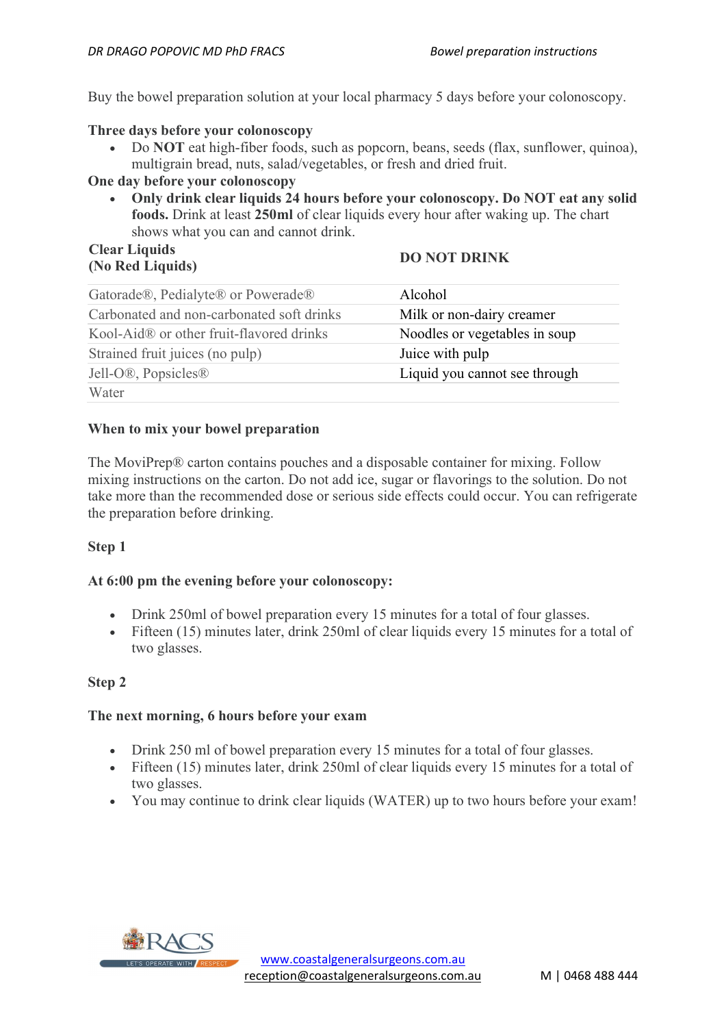Buy the bowel preparation solution at your local pharmacy 5 days before your colonoscopy.

**Three days before your colonoscopy**

- Do **NOT** eat high-fiber foods, such as popcorn, beans, seeds (flax, sunflower, quinoa), multigrain bread, nuts, salad/vegetables, or fresh and dried fruit.

**One day before your colonoscopy**

- **Only drink clear liquids 24 hours before your colonoscopy. Do NOT eat any solid foods.** Drink at least **250ml** of clear liquids every hour after waking up. The chart shows what you can and cannot drink.

| **Clear Liquids (No Red Liquids)** | **DO NOT DRINK** |
|---|---|
| Gatorade®, Pedialyte® or Powerade® | Alcohol |
| Carbonated and non-carbonated soft drinks | Milk or non-dairy creamer |
| Kool-Aid® or other fruit-flavored drinks | Noodles or vegetables in soup |
| Strained fruit juices (no pulp) | Juice with pulp |
| Jell-O®, Popsicles® | Liquid you cannot see through |
| Water | |

**When to mix your bowel preparation**

The MoviPrep® carton contains pouches and a disposable container for mixing. Follow mixing instructions on the carton. Do not add ice, sugar or flavorings to the solution. Do not take more than the recommended dose or serious side effects could occur. You can refrigerate the preparation before drinking.

**Step 1**

**At 6:00 pm the evening before your colonoscopy:**

- Drink 250ml of bowel preparation every 15 minutes for a total of four glasses.
- Fifteen (15) minutes later, drink 250ml of clear liquids every 15 minutes for a total of two glasses.

**Step 2**

**The next morning, 6 hours before your exam**

- Drink 250 ml of bowel preparation every 15 minutes for a total of four glasses.
- Fifteen (15) minutes later, drink 250ml of clear liquids every 15 minutes for a total of two glasses.
- You may continue to drink clear liquids (WATER) up to two hours before your exam!

RACS LET'S OPERATE WITH RESPECT

www.coastalgeneralsurgeons.com.au
reception@coastalgeneralsurgeons.com.au

M | 0468 488 444